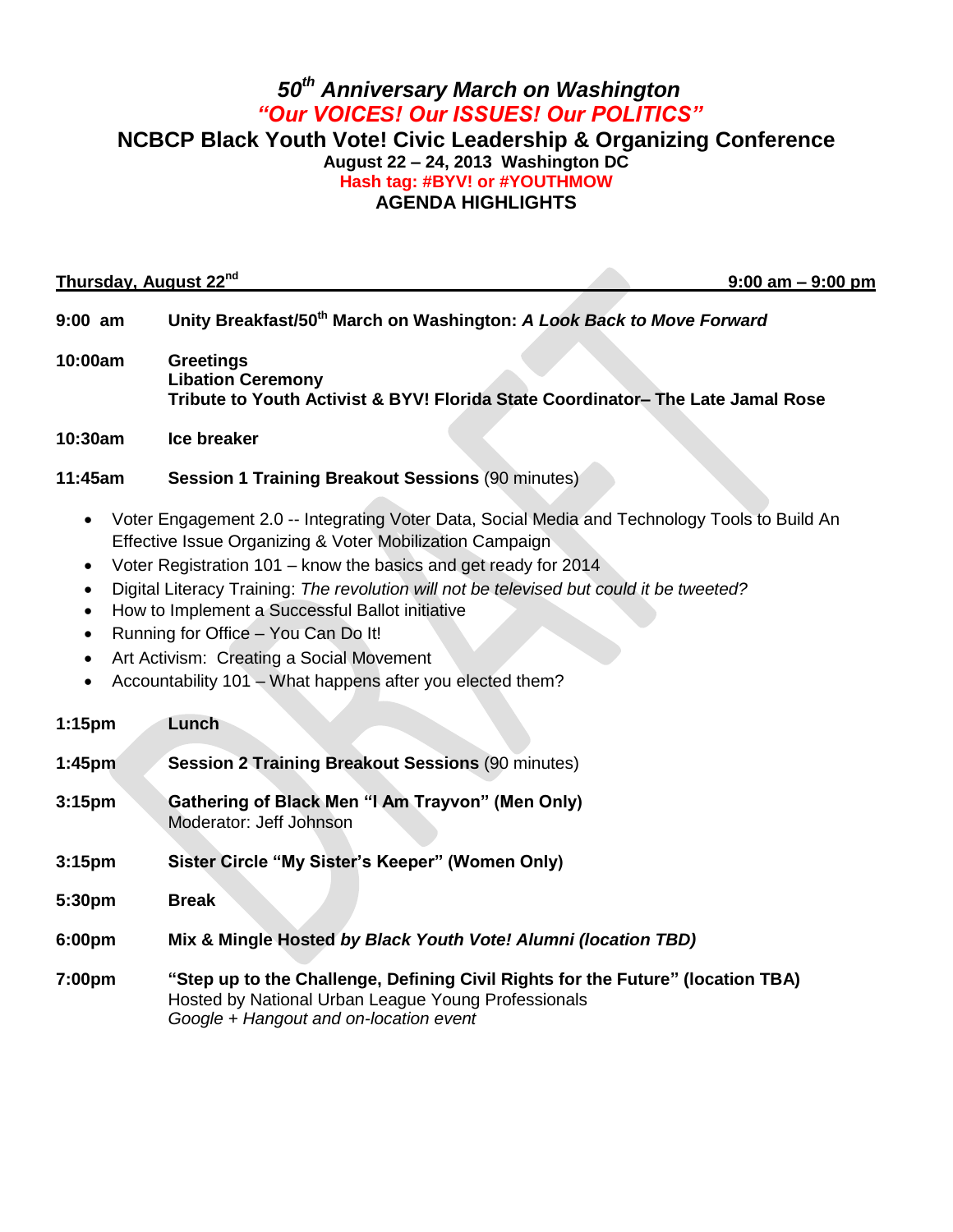# 50th Anniversary March on Washington

## *"Our VOICES! Our ISSUES! Our POLITICS"*

## NCBCP Black Youth Vote! Civic Leadership & Organizing Conference

**August 22 – 24, 2013 Washington DC**

**Hash tag: #BYV! or #YOUTHMOW**

**AGENDA HIGHLIGHTS**

**Thursday, August 22nd** **9:00 am – 9:00 pm**

**9:00 am** **Unity Breakfast/50th March on Washington:** ***A Look Back to Move Forward***

**10:00am** **Greetings**
**Libation Ceremony**
**Tribute to Youth Activist & BYV! Florida State Coordinator– The Late Jamal Rose**

**10:30am** **Ice breaker**

**11:45am** **Session 1 Training Breakout Sessions** (90 minutes)

- Voter Engagement 2.0 -- Integrating Voter Data, Social Media and Technology Tools to Build An Effective Issue Organizing & Voter Mobilization Campaign
- Voter Registration 101 – know the basics and get ready for 2014
- Digital Literacy Training: *The revolution will not be televised but could it be tweeted?*
- How to Implement a Successful Ballot initiative
- Running for Office – You Can Do It!
- Art Activism: Creating a Social Movement
- Accountability 101 – What happens after you elected them?

**1:15pm** **Lunch**

**1:45pm** **Session 2 Training Breakout Sessions** (90 minutes)

**3:15pm** **Gathering of Black Men "I Am Trayvon" (Men Only)**
Moderator: Jeff Johnson

**3:15pm** **Sister Circle "My Sister's Keeper" (Women Only)**

**5:30pm** **Break**

**6:00pm** **Mix & Mingle Hosted** ***by Black Youth Vote! Alumni (location TBD)***

**7:00pm** **"Step up to the Challenge, Defining Civil Rights for the Future" (location TBA)**
Hosted by National Urban League Young Professionals
*Google + Hangout and on-location event*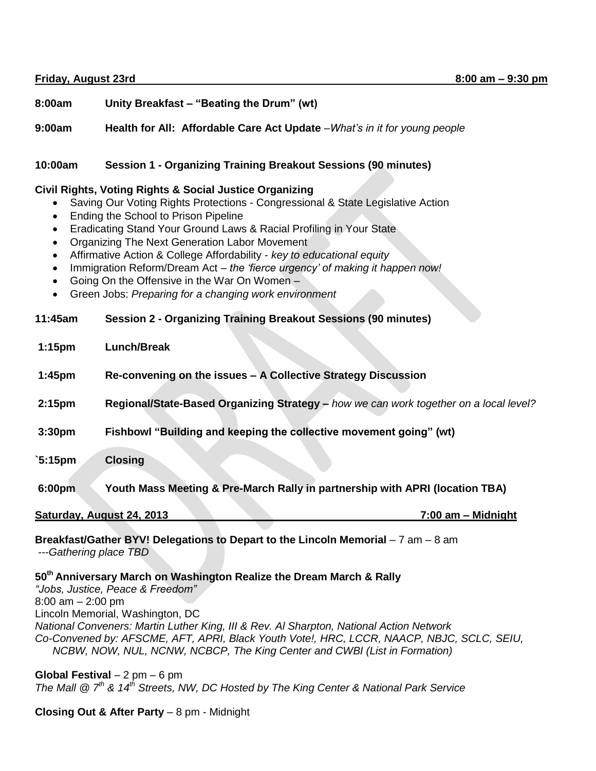**Friday, August 23rd** **8:00 am – 9:30 pm**

**8:00am** **Unity Breakfast – "Beating the Drum" (wt)**

**9:00am** **Health for All: Affordable Care Act Update** –*What's in it for young people*

**10:00am** **Session 1 - Organizing Training Breakout Sessions (90 minutes)**

**Civil Rights, Voting Rights & Social Justice Organizing**

- Saving Our Voting Rights Protections - Congressional & State Legislative Action
- Ending the School to Prison Pipeline
- Eradicating Stand Your Ground Laws & Racial Profiling in Your State
- Organizing The Next Generation Labor Movement
- Affirmative Action & College Affordability - *key to educational equity*
- Immigration Reform/Dream Act – *the 'fierce urgency' of making it happen now!*
- Going On the Offensive in the War On Women –
- Green Jobs: *Preparing for a changing work environment*

**11:45am** **Session 2 - Organizing Training Breakout Sessions (90 minutes)**

**1:15pm** **Lunch/Break**

**1:45pm** **Re-convening on the issues – A Collective Strategy Discussion**

**2:15pm** **Regional/State-Based Organizing Strategy –** *how we can work together on a local level?*

**3:30pm** **Fishbowl "Building and keeping the collective movement going" (wt)**

**`5:15pm** **Closing**

**6:00pm** **Youth Mass Meeting & Pre-March Rally in partnership with APRI (location TBA)**

**Saturday, August 24, 2013** **7:00 am – Midnight**

**Breakfast/Gather BYV! Delegations to Depart to the Lincoln Memorial** – 7 am – 8 am
*---Gathering place TBD*

**50th Anniversary March on Washington Realize the Dream March & Rally**
*"Jobs, Justice, Peace & Freedom"*
8:00 am – 2:00 pm
Lincoln Memorial, Washington, DC
*National Conveners: Martin Luther King, III & Rev. Al Sharpton, National Action Network*
*Co-Convened by: AFSCME, AFT, APRI, Black Youth Vote!, HRC, LCCR, NAACP, NBJC, SCLC, SEIU, NCBW, NOW, NUL, NCNW, NCBCP, The King Center and CWBI (List in Formation)*

**Global Festival** – 2 pm – 6 pm
*The Mall @ 7th & 14th Streets, NW, DC Hosted by The King Center & National Park Service*

**Closing Out & After Party** – 8 pm - Midnight